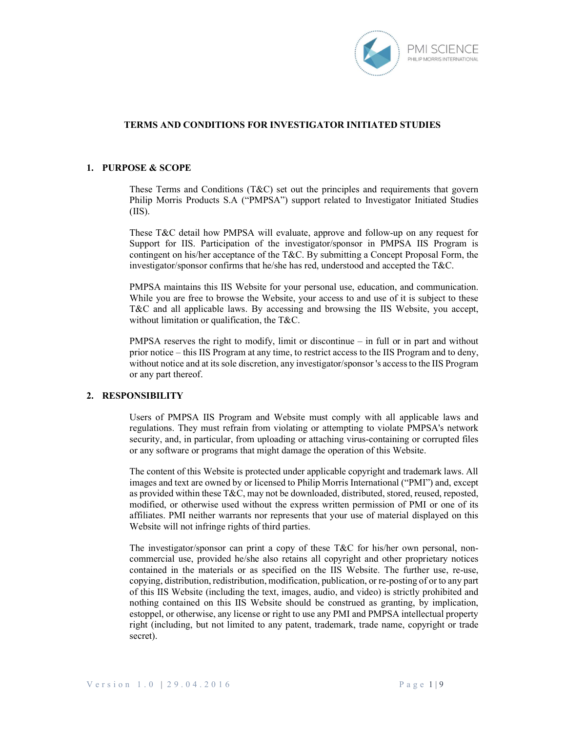# TERMS AND CONDITIONS FOR INVESTIGATOR INITIATED STUDIES

## 1. PURPOSE & SCOPE

These Terms and Conditions (T&C) set out the principles and requirements that govern Philip Morris Products S.A ("PMPSA") support related to Investigator Initiated Studies (IIS).

These T&C detail how PMPSA will evaluate, approve and follow-up on any request for Support for IIS. Participation of the investigator/sponsor in PMPSA IIS Program is contingent on his/her acceptance of the T&C. By submitting a Concept Proposal Form, the investigator/sponsor confirms that he/she has red, understood and accepted the T&C.

PMPSA maintains this IIS Website for your personal use, education, and communication. While you are free to browse the Website, your access to and use of it is subject to these T&C and all applicable laws. By accessing and browsing the IIS Website, you accept, without limitation or qualification, the T&C.

PMPSA reserves the right to modify, limit or discontinue – in full or in part and without prior notice – this IIS Program at any time, to restrict access to the IIS Program and to deny, without notice and at its sole discretion, any investigator/sponsor 's access to the IIS Program or any part thereof.

## 2. RESPONSIBILITY

Users of PMPSA IIS Program and Website must comply with all applicable laws and regulations. They must refrain from violating or attempting to violate PMPSA's network security, and, in particular, from uploading or attaching virus-containing or corrupted files or any software or programs that might damage the operation of this Website.

The content of this Website is protected under applicable copyright and trademark laws. All images and text are owned by or licensed to Philip Morris International ("PMI") and, except as provided within these T&C, may not be downloaded, distributed, stored, reused, reposted, modified, or otherwise used without the express written permission of PMI or one of its affiliates. PMI neither warrants nor represents that your use of material displayed on this Website will not infringe rights of third parties.

The investigator/sponsor can print a copy of these T&C for his/her own personal, non-commercial use, provided he/she also retains all copyright and other proprietary notices contained in the materials or as specified on the IIS Website. The further use, re-use, copying, distribution, redistribution, modification, publication, or re-posting of or to any part of this IIS Website (including the text, images, audio, and video) is strictly prohibited and nothing contained on this IIS Website should be construed as granting, by implication, estoppel, or otherwise, any license or right to use any PMI and PMPSA intellectual property right (including, but not limited to any patent, trademark, trade name, copyright or trade secret).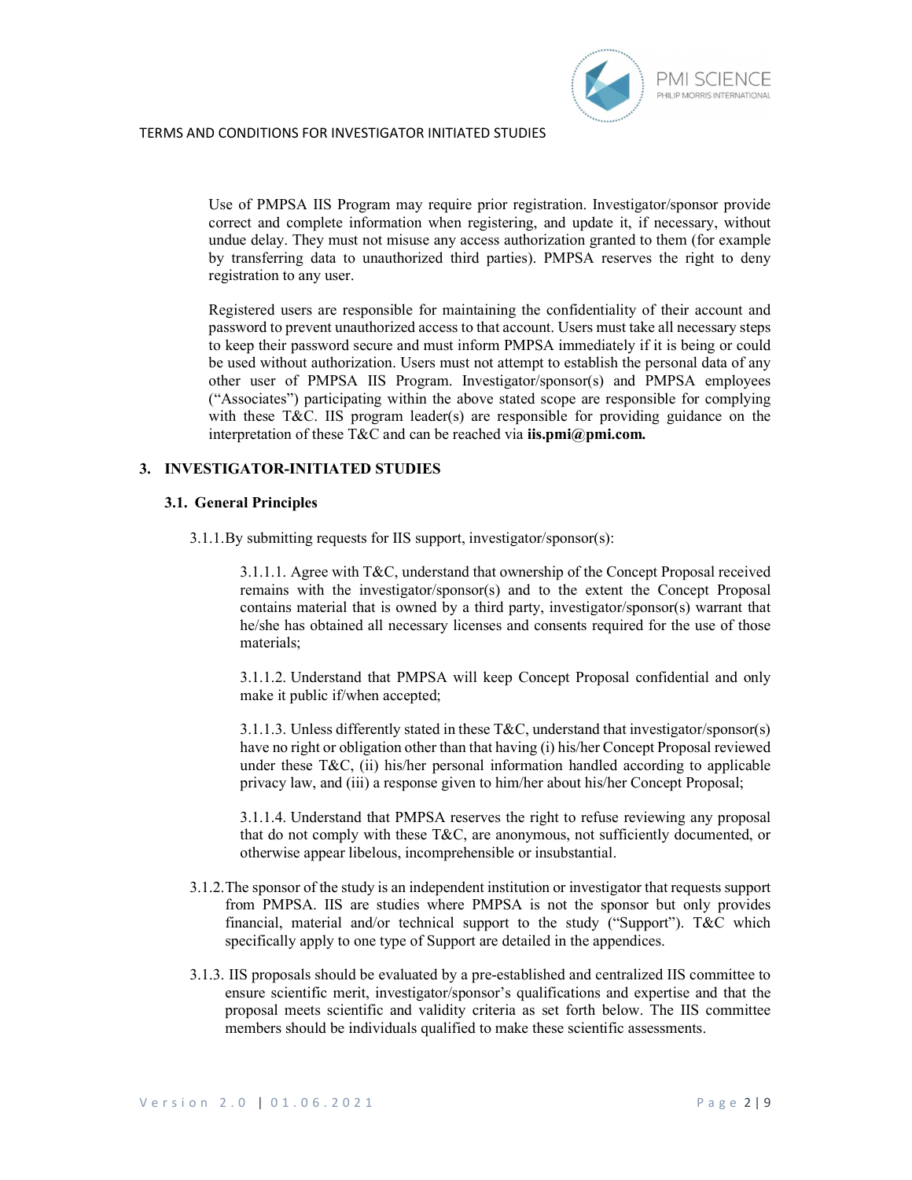Use of PMPSA IIS Program may require prior registration. Investigator/sponsor provide correct and complete information when registering, and update it, if necessary, without undue delay. They must not misuse any access authorization granted to them (for example by transferring data to unauthorized third parties). PMPSA reserves the right to deny registration to any user.

Registered users are responsible for maintaining the confidentiality of their account and password to prevent unauthorized access to that account. Users must take all necessary steps to keep their password secure and must inform PMPSA immediately if it is being or could be used without authorization. Users must not attempt to establish the personal data of any other user of PMPSA IIS Program. Investigator/sponsor(s) and PMPSA employees ("Associates") participating within the above stated scope are responsible for complying with these T&C. IIS program leader(s) are responsible for providing guidance on the interpretation of these T&C and can be reached via **iis.pmi@pmi.com.**

## 3. INVESTIGATOR-INITIATED STUDIES

### 3.1. General Principles

3.1.1. By submitting requests for IIS support, investigator/sponsor(s):

3.1.1.1. Agree with T&C, understand that ownership of the Concept Proposal received remains with the investigator/sponsor(s) and to the extent the Concept Proposal contains material that is owned by a third party, investigator/sponsor(s) warrant that he/she has obtained all necessary licenses and consents required for the use of those materials;

3.1.1.2. Understand that PMPSA will keep Concept Proposal confidential and only make it public if/when accepted;

3.1.1.3. Unless differently stated in these T&C, understand that investigator/sponsor(s) have no right or obligation other than having (i) his/her Concept Proposal reviewed under these T&C, (ii) his/her personal information handled according to applicable privacy law, and (iii) a response given to him/her about his/her Concept Proposal;

3.1.1.4. Understand that PMPSA reserves the right to refuse reviewing any proposal that do not comply with these T&C, are anonymous, not sufficiently documented, or otherwise appear libelous, incomprehensible or insubstantial.

3.1.2. The sponsor of the study is an independent institution or investigator that requests support from PMPSA. IIS are studies where PMPSA is not the sponsor but only provides financial, material and/or technical support to the study ("Support"). T&C which specifically apply to one type of Support are detailed in the appendices.

3.1.3. IIS proposals should be evaluated by a pre-established and centralized IIS committee to ensure scientific merit, investigator/sponsor's qualifications and expertise and that the proposal meets scientific and validity criteria as set forth below. The IIS committee members should be individuals qualified to make these scientific assessments.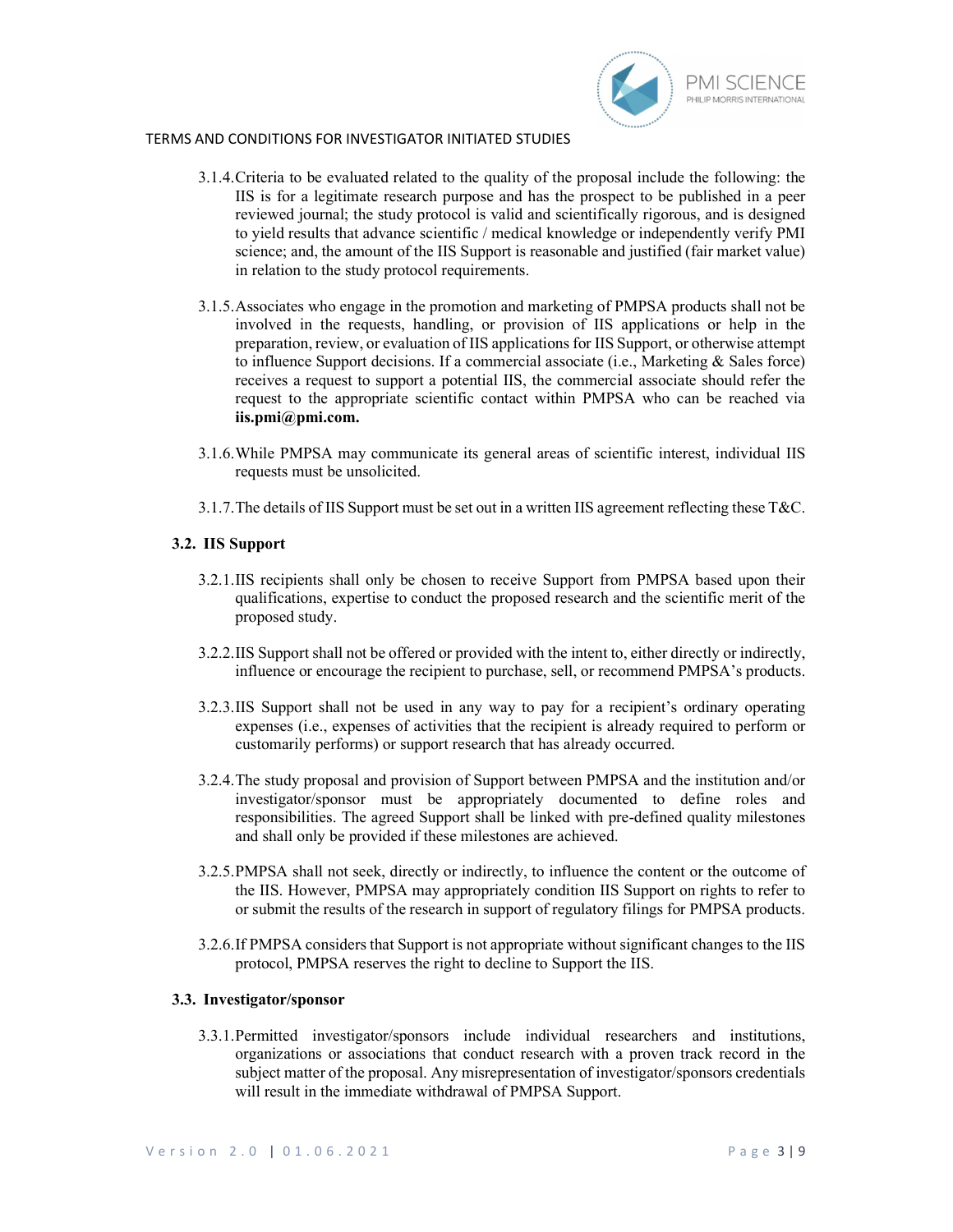3.1.4. Criteria to be evaluated related to the quality of the proposal include the following: the IIS is for a legitimate research purpose and has the prospect to be published in a peer reviewed journal; the study protocol is valid and scientifically rigorous, and is designed to yield results that advance scientific / medical knowledge or independently verify PMI science; and, the amount of the IIS Support is reasonable and justified (fair market value) in relation to the study protocol requirements.

3.1.5. Associates who engage in the promotion and marketing of PMPSA products shall not be involved in the requests, handling, or provision of IIS applications or help in the preparation, review, or evaluation of IIS applications for IIS Support, or otherwise attempt to influence Support decisions. If a commercial associate (i.e., Marketing & Sales force) receives a request to support a potential IIS, the commercial associate should refer the request to the appropriate scientific contact within PMPSA who can be reached via **iis.pmi@pmi.com.**

3.1.6. While PMPSA may communicate its general areas of scientific interest, individual IIS requests must be unsolicited.

3.1.7. The details of IIS Support must be set out in a written IIS agreement reflecting these T&C.

### 3.2. IIS Support

3.2.1. IIS recipients shall only be chosen to receive Support from PMPSA based upon their qualifications, expertise to conduct the proposed research and the scientific merit of the proposed study.

3.2.2. IIS Support shall not be offered or provided with the intent to, either directly or indirectly, influence or encourage the recipient to purchase, sell, or recommend PMPSA's products.

3.2.3. IIS Support shall not be used in any way to pay for a recipient's ordinary operating expenses (i.e., expenses of activities that the recipient is already required to perform or customarily performs) or support research that has already occurred.

3.2.4. The study proposal and provision of Support between PMPSA and the institution and/or investigator/sponsor must be appropriately documented to define roles and responsibilities. The agreed Support shall be linked with pre-defined quality milestones and shall only be provided if these milestones are achieved.

3.2.5. PMPSA shall not seek, directly or indirectly, to influence the content or the outcome of the IIS. However, PMPSA may appropriately condition IIS Support on rights to refer to or submit the results of the research in support of regulatory filings for PMPSA products.

3.2.6. If PMPSA considers that Support is not appropriate without significant changes to the IIS protocol, PMPSA reserves the right to decline to Support the IIS.

### 3.3. Investigator/sponsor

3.3.1. Permitted investigator/sponsors include individual researchers and institutions, organizations or associations that conduct research with a proven track record in the subject matter of the proposal. Any misrepresentation of investigator/sponsors credentials will result in the immediate withdrawal of PMPSA Support.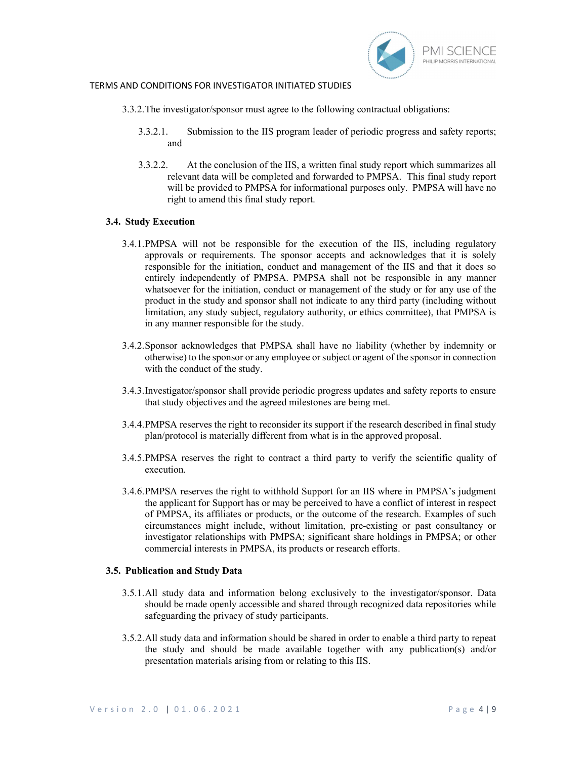3.3.2. The investigator/sponsor must agree to the following contractual obligations:

3.3.2.1. Submission to the IIS program leader of periodic progress and safety reports; and

3.3.2.2. At the conclusion of the IIS, a written final study report which summarizes all relevant data will be completed and forwarded to PMPSA. This final study report will be provided to PMPSA for informational purposes only. PMPSA will have no right to amend this final study report.

### 3.4. Study Execution

3.4.1. PMPSA will not be responsible for the execution of the IIS, including regulatory approvals or requirements. The sponsor accepts and acknowledges that it is solely responsible for the initiation, conduct and management of the IIS and that it does so entirely independently of PMPSA. PMPSA shall not be responsible in any manner whatsoever for the initiation, conduct or management of the study or for any use of the product in the study and sponsor shall not indicate to any third party (including without limitation, any study subject, regulatory authority, or ethics committee), that PMPSA is in any manner responsible for the study.

3.4.2. Sponsor acknowledges that PMPSA shall have no liability (whether by indemnity or otherwise) to the sponsor or any employee or subject or agent of the sponsor in connection with the conduct of the study.

3.4.3. Investigator/sponsor shall provide periodic progress updates and safety reports to ensure that study objectives and the agreed milestones are being met.

3.4.4. PMPSA reserves the right to reconsider its support if the research described in final study plan/protocol is materially different from what is in the approved proposal.

3.4.5. PMPSA reserves the right to contract a third party to verify the scientific quality of execution.

3.4.6. PMPSA reserves the right to withhold Support for an IIS where in PMPSA's judgment the applicant for Support has or may be perceived to have a conflict of interest in respect of PMPSA, its affiliates or products, or the outcome of the research. Examples of such circumstances might include, without limitation, pre-existing or past consultancy or investigator relationships with PMPSA; significant share holdings in PMPSA; or other commercial interests in PMPSA, its products or research efforts.

### 3.5. Publication and Study Data

3.5.1. All study data and information belong exclusively to the investigator/sponsor. Data should be made openly accessible and shared through recognized data repositories while safeguarding the privacy of study participants.

3.5.2. All study data and information should be shared in order to enable a third party to repeat the study and should be made available together with any publication(s) and/or presentation materials arising from or relating to this IIS.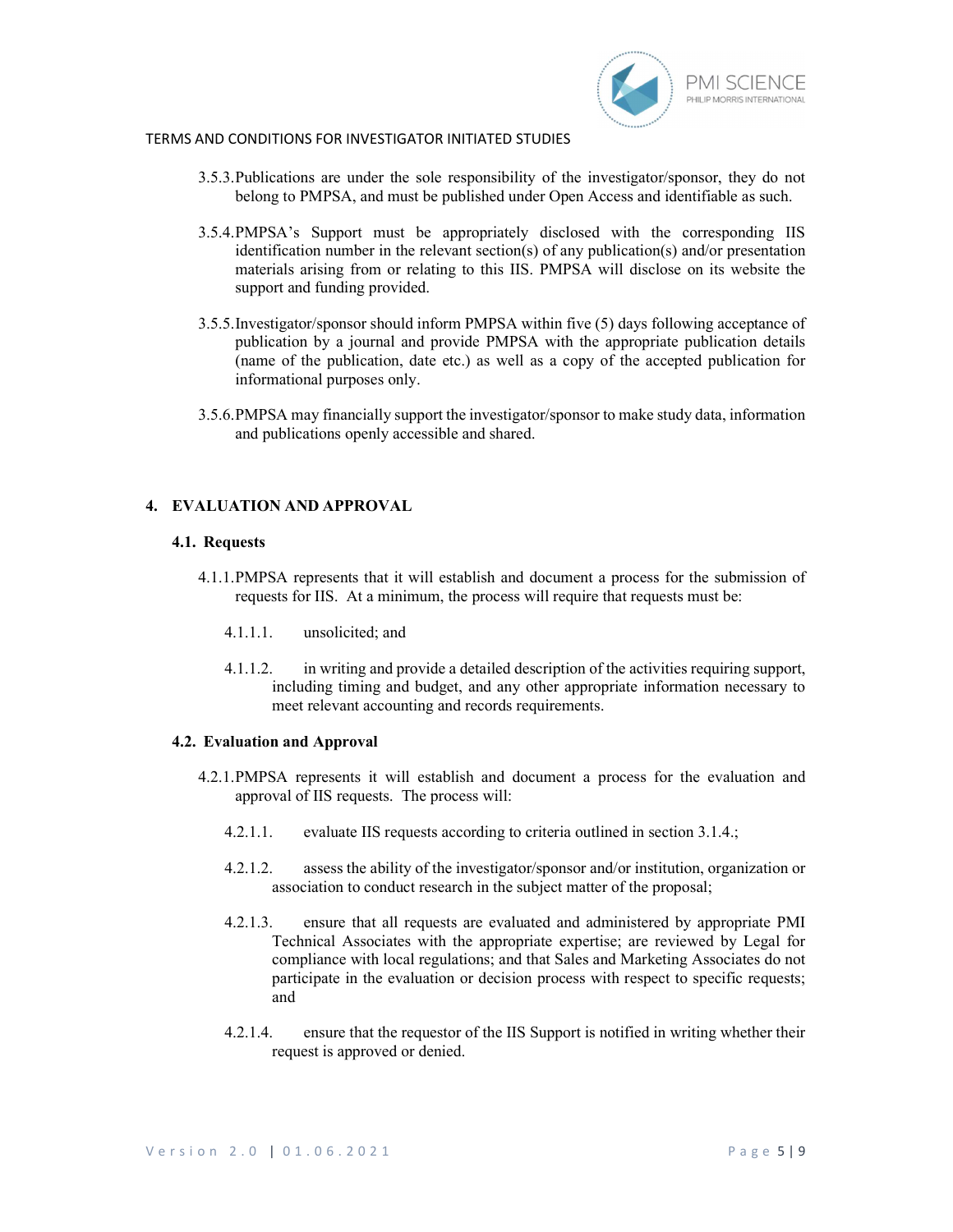3.5.3. Publications are under the sole responsibility of the investigator/sponsor, they do not belong to PMPSA, and must be published under Open Access and identifiable as such.

3.5.4. PMPSA's Support must be appropriately disclosed with the corresponding IIS identification number in the relevant section(s) of any publication(s) and/or presentation materials arising from or relating to this IIS. PMPSA will disclose on its website the support and funding provided.

3.5.5. Investigator/sponsor should inform PMPSA within five (5) days following acceptance of publication by a journal and provide PMPSA with the appropriate publication details (name of the publication, date etc.) as well as a copy of the accepted publication for informational purposes only.

3.5.6. PMPSA may financially support the investigator/sponsor to make study data, information and publications openly accessible and shared.

## 4. EVALUATION AND APPROVAL

### 4.1. Requests

4.1.1. PMPSA represents that it will establish and document a process for the submission of requests for IIS. At a minimum, the process will require that requests must be:

4.1.1.1. unsolicited; and

4.1.1.2. in writing and provide a detailed description of the activities requiring support, including timing and budget, and any other appropriate information necessary to meet relevant accounting and records requirements.

### 4.2. Evaluation and Approval

4.2.1. PMPSA represents it will establish and document a process for the evaluation and approval of IIS requests. The process will:

4.2.1.1. evaluate IIS requests according to criteria outlined in section 3.1.4.;

4.2.1.2. assess the ability of the investigator/sponsor and/or institution, organization or association to conduct research in the subject matter of the proposal;

4.2.1.3. ensure that all requests are evaluated and administered by appropriate PMI Technical Associates with the appropriate expertise; are reviewed by Legal for compliance with local regulations; and that Sales and Marketing Associates do not participate in the evaluation or decision process with respect to specific requests; and

4.2.1.4. ensure that the requestor of the IIS Support is notified in writing whether their request is approved or denied.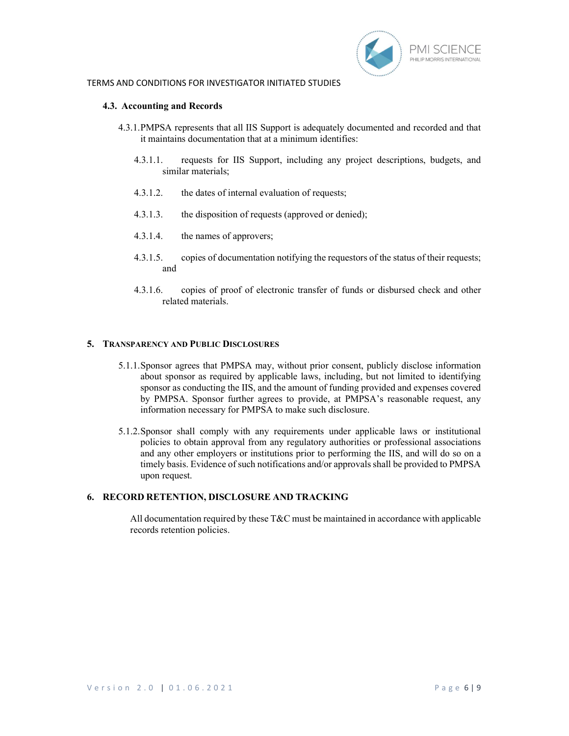### 4.3. Accounting and Records

4.3.1. PMPSA represents that all IIS Support is adequately documented and recorded and that it maintains documentation that at a minimum identifies:

4.3.1.1. requests for IIS Support, including any project descriptions, budgets, and similar materials;

4.3.1.2. the dates of internal evaluation of requests;

4.3.1.3. the disposition of requests (approved or denied);

4.3.1.4. the names of approvers;

4.3.1.5. copies of documentation notifying the requestors of the status of their requests; and

4.3.1.6. copies of proof of electronic transfer of funds or disbursed check and other related materials.

## 5. Transparency and Public Disclosures

5.1.1. Sponsor agrees that PMPSA may, without prior consent, publicly disclose information about sponsor as required by applicable laws, including, but not limited to identifying sponsor as conducting the IIS, and the amount of funding provided and expenses covered by PMPSA. Sponsor further agrees to provide, at PMPSA's reasonable request, any information necessary for PMPSA to make such disclosure.

5.1.2. Sponsor shall comply with any requirements under applicable laws or institutional policies to obtain approval from any regulatory authorities or professional associations and any other employers or institutions prior to performing the IIS, and will do so on a timely basis. Evidence of such notifications and/or approvals shall be provided to PMPSA upon request.

## 6. RECORD RETENTION, DISCLOSURE AND TRACKING

All documentation required by these T&C must be maintained in accordance with applicable records retention policies.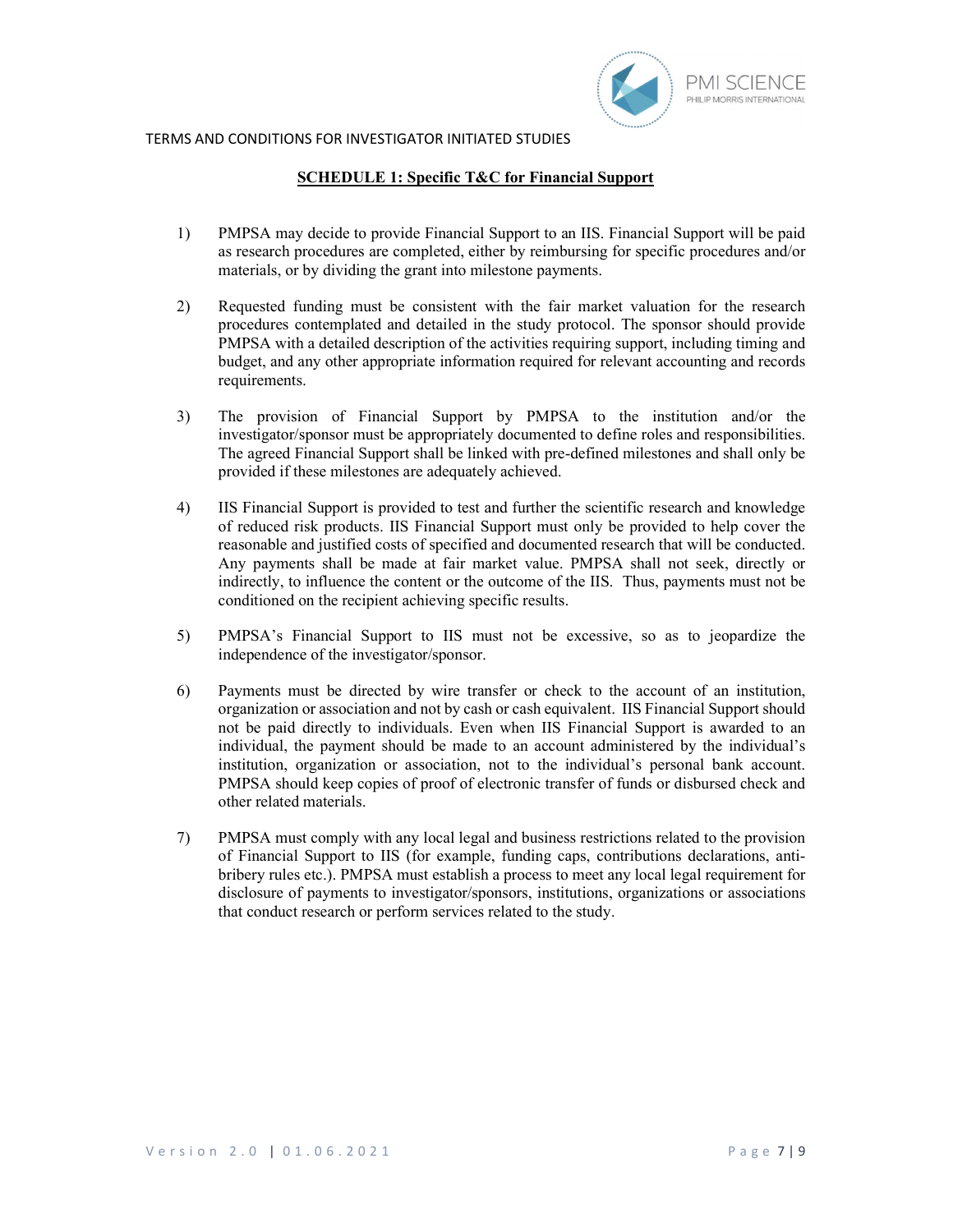## SCHEDULE 1: Specific T&C for Financial Support

1) PMPSA may decide to provide Financial Support to an IIS. Financial Support will be paid as research procedures are completed, either by reimbursing for specific procedures and/or materials, or by dividing the grant into milestone payments.

2) Requested funding must be consistent with the fair market valuation for the research procedures contemplated and detailed in the study protocol. The sponsor should provide PMPSA with a detailed description of the activities requiring support, including timing and budget, and any other appropriate information required for relevant accounting and records requirements.

3) The provision of Financial Support by PMPSA to the institution and/or the investigator/sponsor must be appropriately documented to define roles and responsibilities. The agreed Financial Support shall be linked with pre-defined milestones and shall only be provided if these milestones are adequately achieved.

4) IIS Financial Support is provided to test and further the scientific research and knowledge of reduced risk products. IIS Financial Support must only be provided to help cover the reasonable and justified costs of specified and documented research that will be conducted. Any payments shall be made at fair market value. PMPSA shall not seek, directly or indirectly, to influence the content or the outcome of the IIS. Thus, payments must not be conditioned on the recipient achieving specific results.

5) PMPSA's Financial Support to IIS must not be excessive, so as to jeopardize the independence of the investigator/sponsor.

6) Payments must be directed by wire transfer or check to the account of an institution, organization or association and not by cash or cash equivalent. IIS Financial Support should not be paid directly to individuals. Even when IIS Financial Support is awarded to an individual, the payment should be made to an account administered by the individual's institution, organization or association, not to the individual's personal bank account. PMPSA should keep copies of proof of electronic transfer of funds or disbursed check and other related materials.

7) PMPSA must comply with any local legal and business restrictions related to the provision of Financial Support to IIS (for example, funding caps, contributions declarations, anti-bribery rules etc.). PMPSA must establish a process to meet any local legal requirement for disclosure of payments to investigator/sponsors, institutions, organizations or associations that conduct research or perform services related to the study.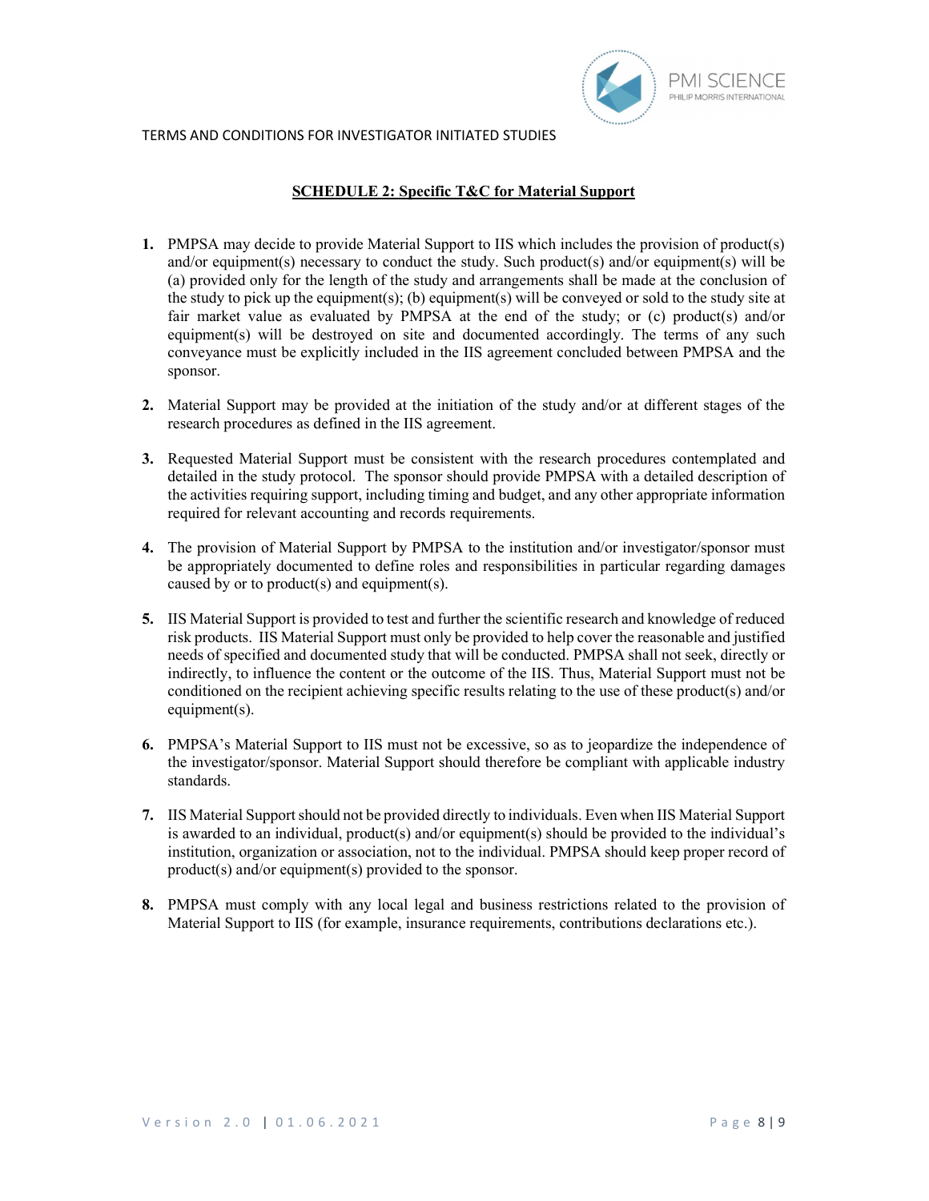## SCHEDULE 2: Specific T&C for Material Support

1. PMPSA may decide to provide Material Support to IIS which includes the provision of product(s) and/or equipment(s) necessary to conduct the study. Such product(s) and/or equipment(s) will be (a) provided only for the length of the study and arrangements shall be made at the conclusion of the study to pick up the equipment(s); (b) equipment(s) will be conveyed or sold to the study site at fair market value as evaluated by PMPSA at the end of the study; or (c) product(s) and/or equipment(s) will be destroyed on site and documented accordingly. The terms of any such conveyance must be explicitly included in the IIS agreement concluded between PMPSA and the sponsor.

2. Material Support may be provided at the initiation of the study and/or at different stages of the research procedures as defined in the IIS agreement.

3. Requested Material Support must be consistent with the research procedures contemplated and detailed in the study protocol. The sponsor should provide PMPSA with a detailed description of the activities requiring support, including timing and budget, and any other appropriate information required for relevant accounting and records requirements.

4. The provision of Material Support by PMPSA to the institution and/or investigator/sponsor must be appropriately documented to define roles and responsibilities in particular regarding damages caused by or to product(s) and equipment(s).

5. IIS Material Support is provided to test and further the scientific research and knowledge of reduced risk products. IIS Material Support must only be provided to help cover the reasonable and justified needs of specified and documented study that will be conducted. PMPSA shall not seek, directly or indirectly, to influence the content or the outcome of the IIS. Thus, Material Support must not be conditioned on the recipient achieving specific results relating to the use of these product(s) and/or equipment(s).

6. PMPSA's Material Support to IIS must not be excessive, so as to jeopardize the independence of the investigator/sponsor. Material Support should therefore be compliant with applicable industry standards.

7. IIS Material Support should not be provided directly to individuals. Even when IIS Material Support is awarded to an individual, product(s) and/or equipment(s) should be provided to the individual's institution, organization or association, not to the individual. PMPSA should keep proper record of product(s) and/or equipment(s) provided to the sponsor.

8. PMPSA must comply with any local legal and business restrictions related to the provision of Material Support to IIS (for example, insurance requirements, contributions declarations etc.).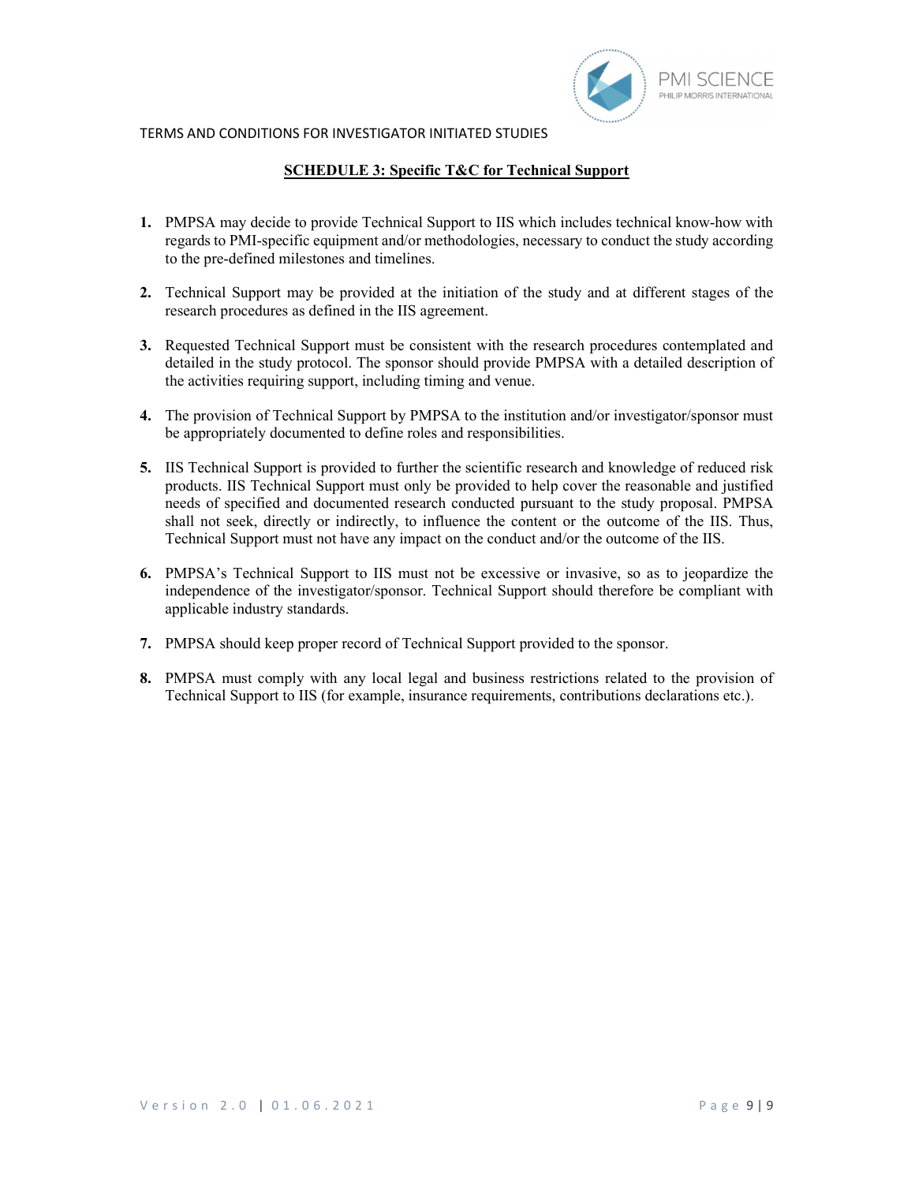## SCHEDULE 3: Specific T&C for Technical Support

1. PMPSA may decide to provide Technical Support to IIS which includes technical know-how with regards to PMI-specific equipment and/or methodologies, necessary to conduct the study according to the pre-defined milestones and timelines.

2. Technical Support may be provided at the initiation of the study and at different stages of the research procedures as defined in the IIS agreement.

3. Requested Technical Support must be consistent with the research procedures contemplated and detailed in the study protocol. The sponsor should provide PMPSA with a detailed description of the activities requiring support, including timing and venue.

4. The provision of Technical Support by PMPSA to the institution and/or investigator/sponsor must be appropriately documented to define roles and responsibilities.

5. IIS Technical Support is provided to further the scientific research and knowledge of reduced risk products. IIS Technical Support must only be provided to help cover the reasonable and justified needs of specified and documented research conducted pursuant to the study proposal. PMPSA shall not seek, directly or indirectly, to influence the content or the outcome of the IIS. Thus, Technical Support must not have any impact on the conduct and/or the outcome of the IIS.

6. PMPSA's Technical Support to IIS must not be excessive or invasive, so as to jeopardize the independence of the investigator/sponsor. Technical Support should therefore be compliant with applicable industry standards.

7. PMPSA should keep proper record of Technical Support provided to the sponsor.

8. PMPSA must comply with any local legal and business restrictions related to the provision of Technical Support to IIS (for example, insurance requirements, contributions declarations etc.).